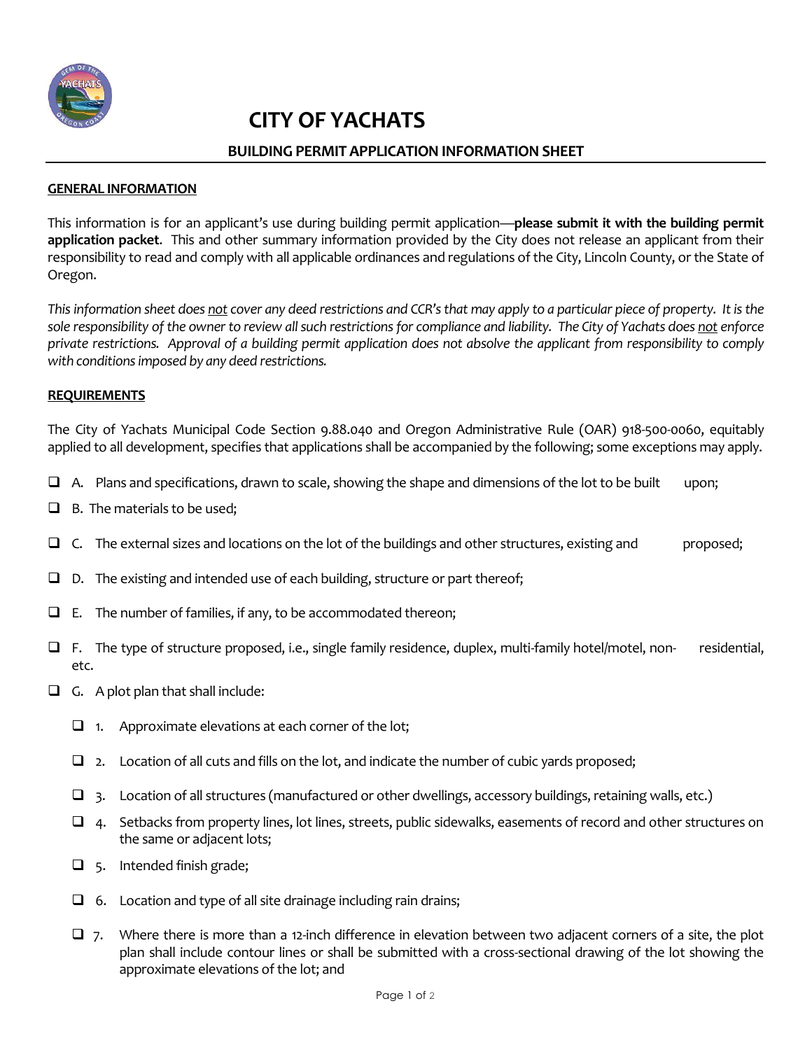# CITY OF YACHATS

## BUILDING PERMIT APPLICATION INFORMATION SHEET

### GENERAL INFORMATION

This information is for an applicant's use during building permit application—**please submit it with the building permit application packet**. This and other summary information provided by the City does not release an applicant from their responsibility to read and comply with all applicable ordinances and regulations of the City, Lincoln County, or the State of Oregon.

*This information sheet does not cover any deed restrictions and CCR's that may apply to a particular piece of property. It is the sole responsibility of the owner to review all such restrictions for compliance and liability. The City of Yachats does not enforce private restrictions. Approval of a building permit application does not absolve the applicant from responsibility to comply with conditions imposed by any deed restrictions.*

### REQUIREMENTS

The City of Yachats Municipal Code Section 9.88.040 and Oregon Administrative Rule (OAR) 918-500-0060, equitably applied to all development, specifies that applications shall be accompanied by the following; some exceptions may apply.

- ☐ A. Plans and specifications, drawn to scale, showing the shape and dimensions of the lot to be built upon;
- ☐ B. The materials to be used;
- ☐ C. The external sizes and locations on the lot of the buildings and other structures, existing and proposed;
- ☐ D. The existing and intended use of each building, structure or part thereof;
- ☐ E. The number of families, if any, to be accommodated thereon;
- ☐ F. The type of structure proposed, i.e., single family residence, duplex, multi-family hotel/motel, non-residential, etc.
- ☐ G. A plot plan that shall include:
  - ☐ 1. Approximate elevations at each corner of the lot;
  - ☐ 2. Location of all cuts and fills on the lot, and indicate the number of cubic yards proposed;
  - ☐ 3. Location of all structures (manufactured or other dwellings, accessory buildings, retaining walls, etc.)
  - ☐ 4. Setbacks from property lines, lot lines, streets, public sidewalks, easements of record and other structures on the same or adjacent lots;
  - ☐ 5. Intended finish grade;
  - ☐ 6. Location and type of all site drainage including rain drains;
  - ☐ 7. Where there is more than a 12-inch difference in elevation between two adjacent corners of a site, the plot plan shall include contour lines or shall be submitted with a cross-sectional drawing of the lot showing the approximate elevations of the lot; and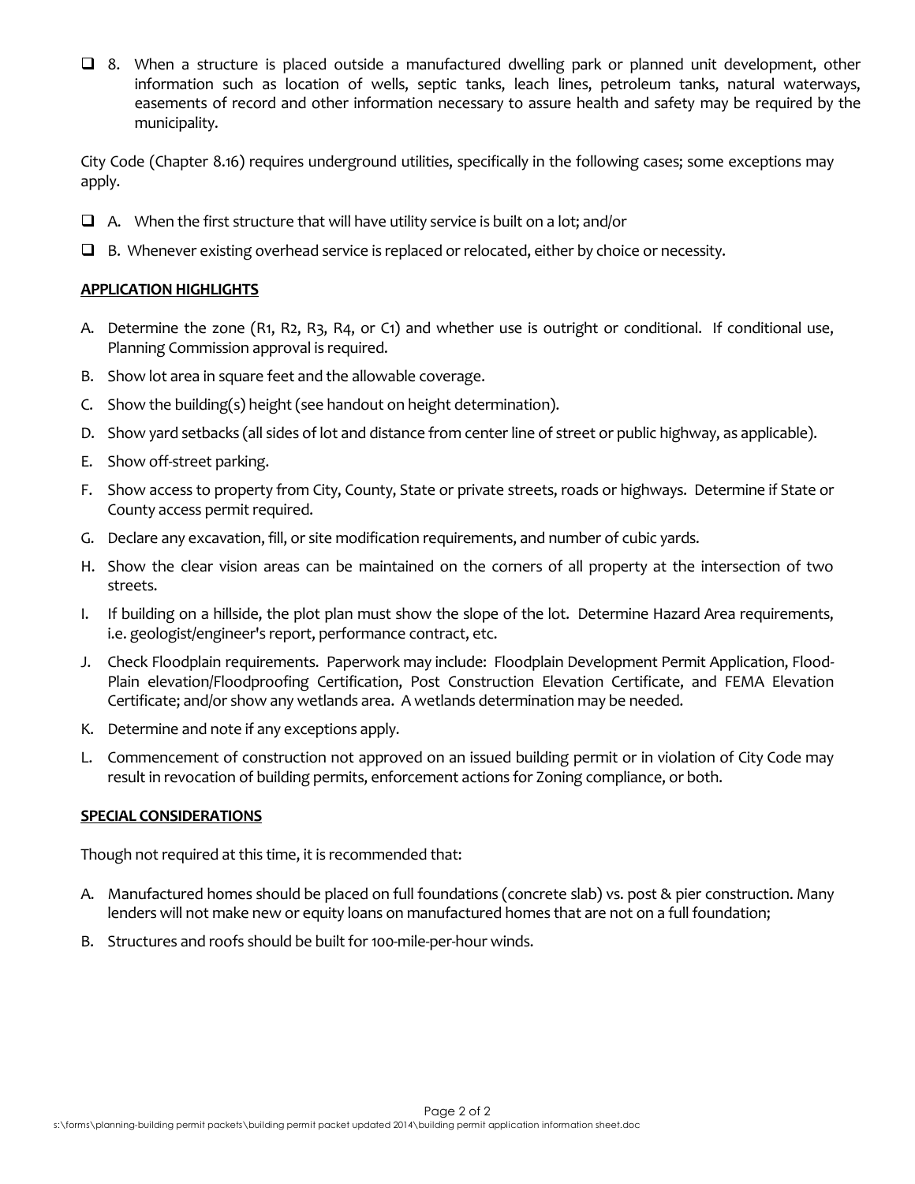- [ ] 8. When a structure is placed outside a manufactured dwelling park or planned unit development, other information such as location of wells, septic tanks, leach lines, petroleum tanks, natural waterways, easements of record and other information necessary to assure health and safety may be required by the municipality.

City Code (Chapter 8.16) requires underground utilities, specifically in the following cases; some exceptions may apply.

- [ ] A. When the first structure that will have utility service is built on a lot; and/or
- [ ] B. Whenever existing overhead service is replaced or relocated, either by choice or necessity.

**APPLICATION HIGHLIGHTS**

A. Determine the zone (R1, R2, R3, R4, or C1) and whether use is outright or conditional. If conditional use, Planning Commission approval is required.

B. Show lot area in square feet and the allowable coverage.

C. Show the building(s) height (see handout on height determination).

D. Show yard setbacks (all sides of lot and distance from center line of street or public highway, as applicable).

E. Show off-street parking.

F. Show access to property from City, County, State or private streets, roads or highways. Determine if State or County access permit required.

G. Declare any excavation, fill, or site modification requirements, and number of cubic yards.

H. Show the clear vision areas can be maintained on the corners of all property at the intersection of two streets.

I. If building on a hillside, the plot plan must show the slope of the lot. Determine Hazard Area requirements, i.e. geologist/engineer's report, performance contract, etc.

J. Check Floodplain requirements. Paperwork may include: Floodplain Development Permit Application, Flood-Plain elevation/Floodproofing Certification, Post Construction Elevation Certificate, and FEMA Elevation Certificate; and/or show any wetlands area. A wetlands determination may be needed.

K. Determine and note if any exceptions apply.

L. Commencement of construction not approved on an issued building permit or in violation of City Code may result in revocation of building permits, enforcement actions for Zoning compliance, or both.

**SPECIAL CONSIDERATIONS**

Though not required at this time, it is recommended that:

A. Manufactured homes should be placed on full foundations (concrete slab) vs. post & pier construction. Many lenders will not make new or equity loans on manufactured homes that are not on a full foundation;

B. Structures and roofs should be built for 100-mile-per-hour winds.

s:\forms\planning-building permit packets\building permit packet updated 2014\building permit application information sheet.doc